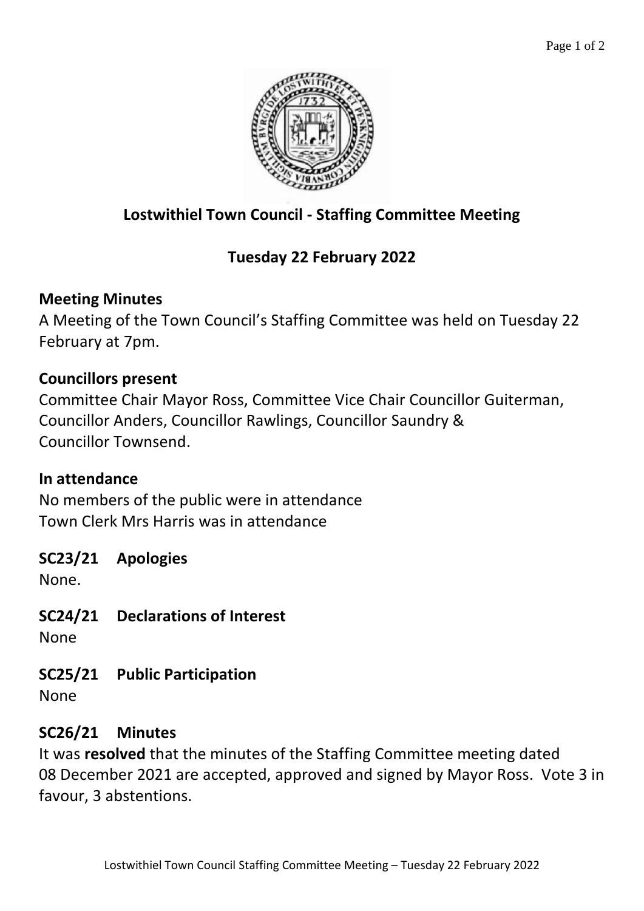# Lostwithiel Town Council - Staffing Committee Meeting

## Tuesday 22 February 2022

### Meeting Minutes

A Meeting of the Town Council's Staffing Committee was held on Tuesday 22 February at 7pm.

### Councillors present

Committee Chair Mayor Ross, Committee Vice Chair Councillor Guiterman, Councillor Anders, Councillor Rawlings, Councillor Saundry & Councillor Townsend.

### In attendance

No members of the public were in attendance
Town Clerk Mrs Harris was in attendance

### SC23/21 Apologies

None.

### SC24/21 Declarations of Interest

None

### SC25/21 Public Participation

None

### SC26/21 Minutes

It was **resolved** that the minutes of the Staffing Committee meeting dated 08 December 2021 are accepted, approved and signed by Mayor Ross. Vote 3 in favour, 3 abstentions.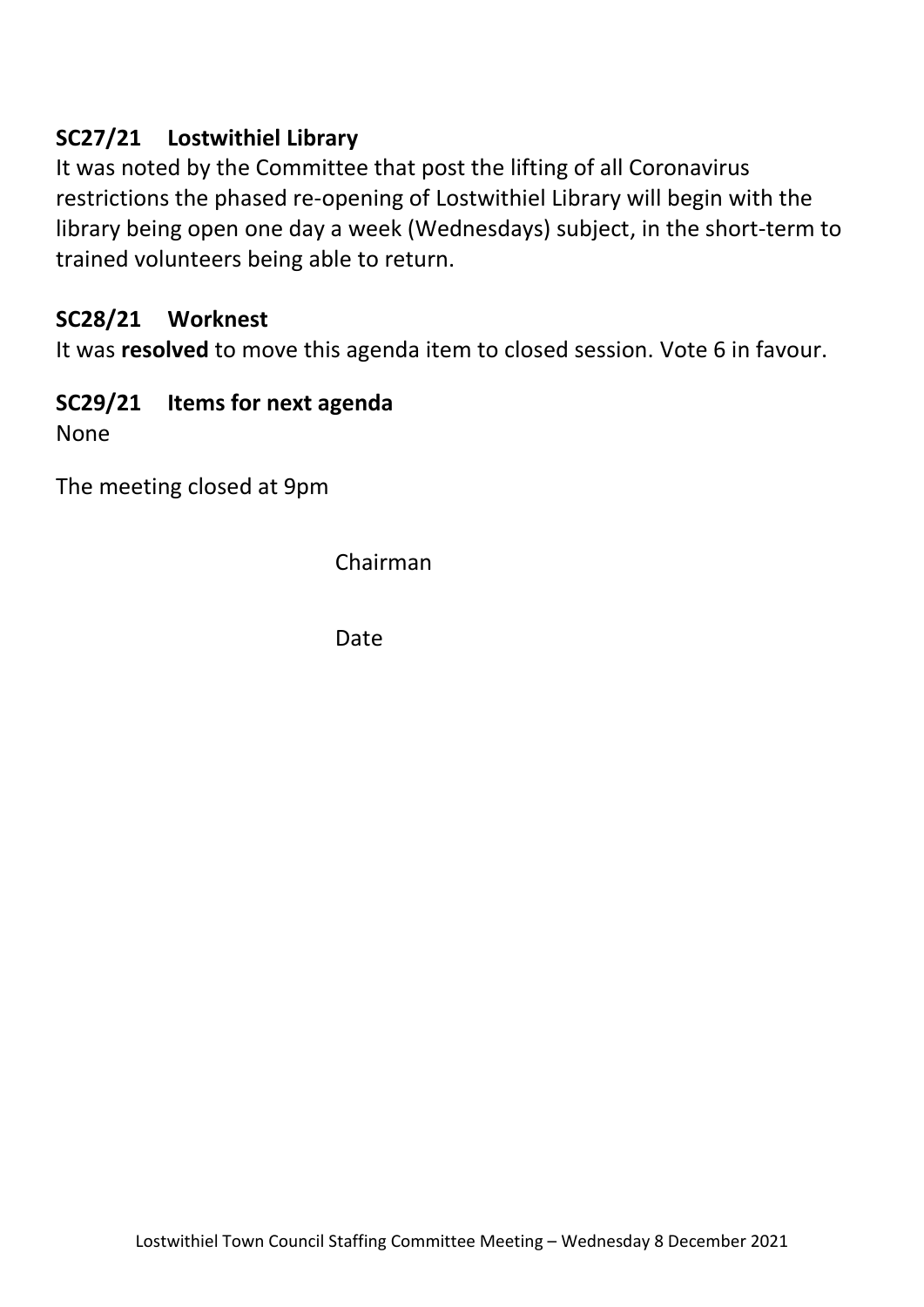### SC27/21 Lostwithiel Library

It was noted by the Committee that post the lifting of all Coronavirus restrictions the phased re-opening of Lostwithiel Library will begin with the library being open one day a week (Wednesdays) subject, in the short-term to trained volunteers being able to return.

### SC28/21 Worknest

It was **resolved** to move this agenda item to closed session. Vote 6 in favour.

### SC29/21 Items for next agenda

None

The meeting closed at 9pm

Chairman

Date